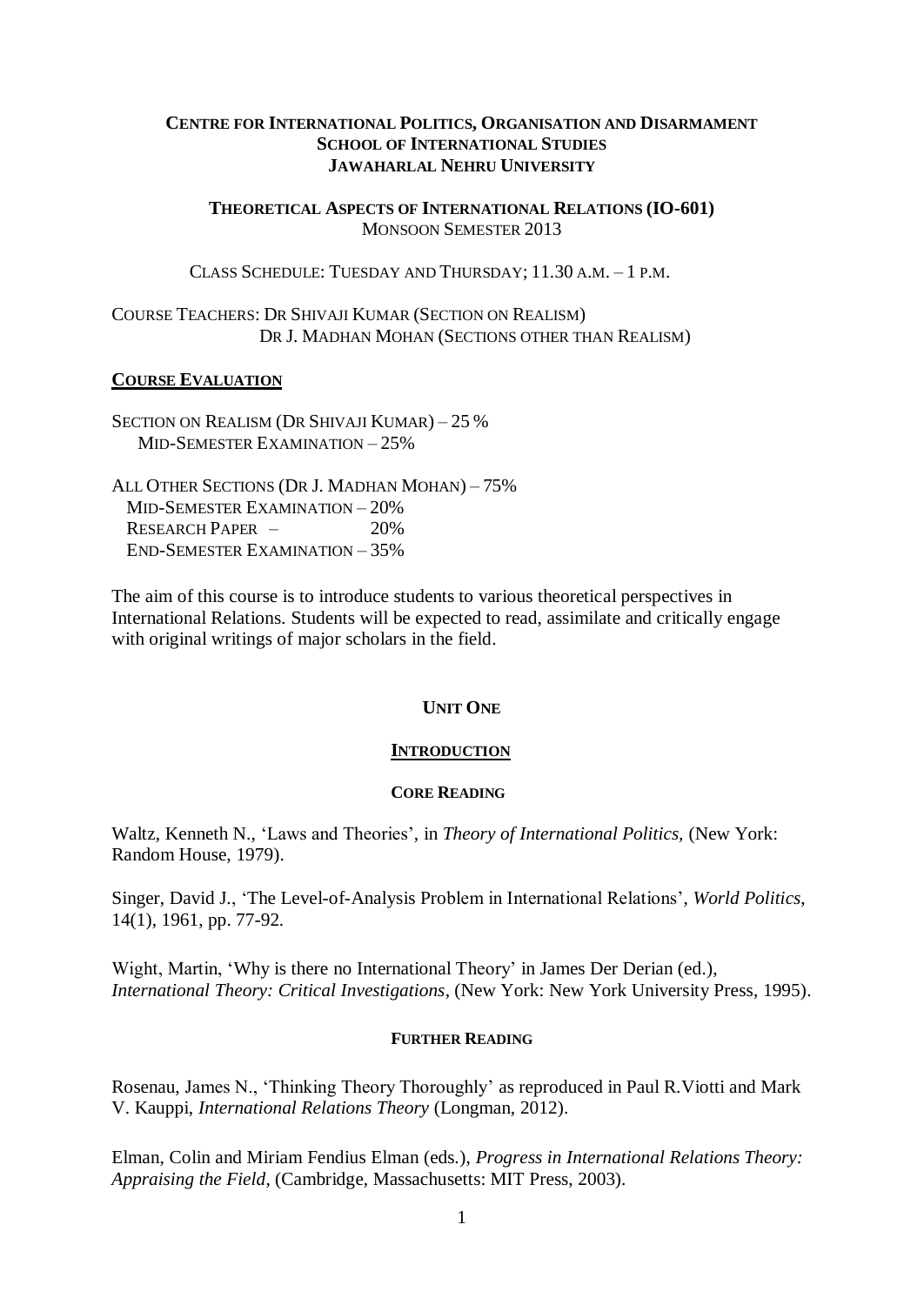**CENTRE FOR INTERNATIONAL POLITICS, ORGANISATION AND DISARMAMENT**
**SCHOOL OF INTERNATIONAL STUDIES**
**JAWAHARLAL NEHRU UNIVERSITY**

**THEORETICAL ASPECTS OF INTERNATIONAL RELATIONS (IO-601)**
MONSOON SEMESTER 2013

CLASS SCHEDULE: TUESDAY AND THURSDAY; 11.30 A.M. – 1 P.M.

COURSE TEACHERS: DR SHIVAJI KUMAR (SECTION ON REALISM)
DR J. MADHAN MOHAN (SECTIONS OTHER THAN REALISM)

**COURSE EVALUATION**

SECTION ON REALISM (DR SHIVAJI KUMAR) – 25 %
MID-SEMESTER EXAMINATION – 25%

ALL OTHER SECTIONS (DR J. MADHAN MOHAN) – 75%
MID-SEMESTER EXAMINATION – 20%
RESEARCH PAPER – 20%
END-SEMESTER EXAMINATION – 35%

The aim of this course is to introduce students to various theoretical perspectives in International Relations. Students will be expected to read, assimilate and critically engage with original writings of major scholars in the field.

## UNIT ONE

## INTRODUCTION

### CORE READING

Waltz, Kenneth N., 'Laws and Theories', in *Theory of International Politics*, (New York: Random House, 1979).

Singer, David J., 'The Level-of-Analysis Problem in International Relations', *World Politics*, 14(1), 1961, pp. 77-92.

Wight, Martin, 'Why is there no International Theory' in James Der Derian (ed.), *International Theory: Critical Investigations*, (New York: New York University Press, 1995).

### FURTHER READING

Rosenau, James N., 'Thinking Theory Thoroughly' as reproduced in Paul R.Viotti and Mark V. Kauppi, *International Relations Theory* (Longman, 2012).

Elman, Colin and Miriam Fendius Elman (eds.), *Progress in International Relations Theory: Appraising the Field*, (Cambridge, Massachusetts: MIT Press, 2003).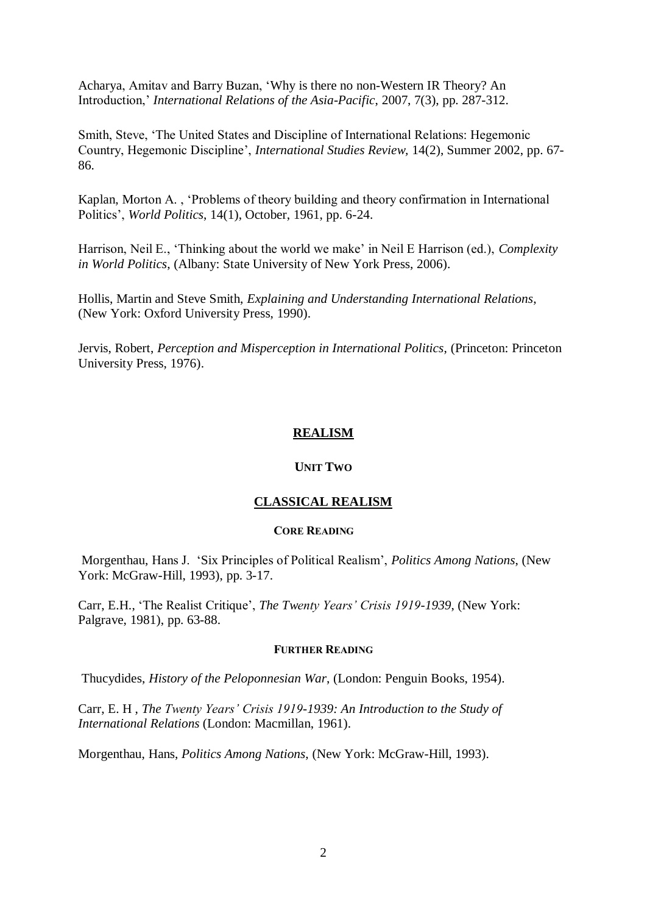Acharya, Amitav and Barry Buzan, 'Why is there no non-Western IR Theory? An Introduction,' *International Relations of the Asia-Pacific*, 2007, 7(3), pp. 287-312.

Smith, Steve, 'The United States and Discipline of International Relations: Hegemonic Country, Hegemonic Discipline', *International Studies Review*, 14(2), Summer 2002, pp. 67-86.

Kaplan, Morton A. , 'Problems of theory building and theory confirmation in International Politics', *World Politics*, 14(1), October, 1961, pp. 6-24.

Harrison, Neil E., 'Thinking about the world we make' in Neil E Harrison (ed.), *Complexity in World Politics*, (Albany: State University of New York Press, 2006).

Hollis, Martin and Steve Smith, *Explaining and Understanding International Relations*, (New York: Oxford University Press, 1990).

Jervis, Robert, *Perception and Misperception in International Politics*, (Princeton: Princeton University Press, 1976).

# REALISM

## UNIT TWO

## CLASSICAL REALISM

### CORE READING

Morgenthau, Hans J. 'Six Principles of Political Realism', *Politics Among Nations*, (New York: McGraw-Hill, 1993), pp. 3-17.

Carr, E.H., 'The Realist Critique', *The Twenty Years' Crisis 1919-1939*, (New York: Palgrave, 1981), pp. 63-88.

### FURTHER READING

Thucydides, *History of the Peloponnesian War*, (London: Penguin Books, 1954).

Carr, E. H , *The Twenty Years' Crisis 1919-1939: An Introduction to the Study of International Relations* (London: Macmillan, 1961).

Morgenthau, Hans, *Politics Among Nations*, (New York: McGraw-Hill, 1993).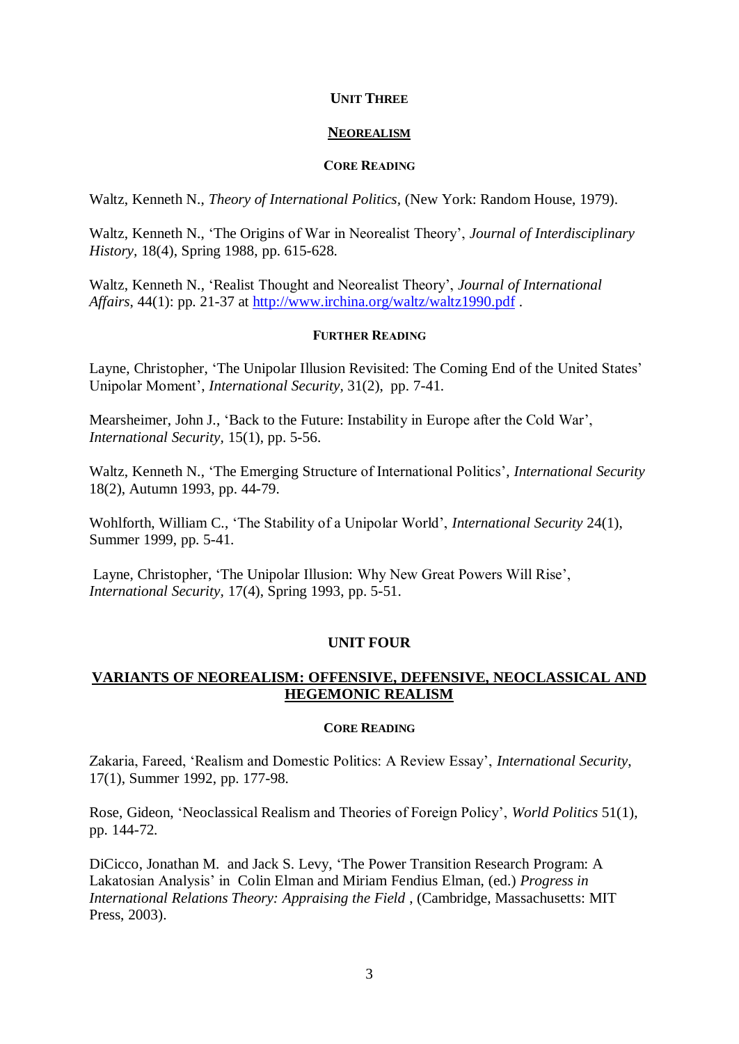## UNIT THREE

## NEOREALISM

### CORE READING

Waltz, Kenneth N., *Theory of International Politics*, (New York: Random House, 1979).

Waltz, Kenneth N., 'The Origins of War in Neorealist Theory', *Journal of Interdisciplinary History*, 18(4), Spring 1988, pp. 615-628.

Waltz, Kenneth N., 'Realist Thought and Neorealist Theory', *Journal of International Affairs*, 44(1): pp. 21-37 at http://www.irchina.org/waltz/waltz1990.pdf .

### FURTHER READING

Layne, Christopher, 'The Unipolar Illusion Revisited: The Coming End of the United States' Unipolar Moment', *International Security*, 31(2), pp. 7-41.

Mearsheimer, John J., 'Back to the Future: Instability in Europe after the Cold War', *International Security*, 15(1), pp. 5-56.

Waltz, Kenneth N., 'The Emerging Structure of International Politics', *International Security* 18(2), Autumn 1993, pp. 44-79.

Wohlforth, William C., 'The Stability of a Unipolar World', *International Security* 24(1), Summer 1999, pp. 5-41.

Layne, Christopher, 'The Unipolar Illusion: Why New Great Powers Will Rise', *International Security*, 17(4), Spring 1993, pp. 5-51.

## UNIT FOUR

## VARIANTS OF NEOREALISM: OFFENSIVE, DEFENSIVE, NEOCLASSICAL AND HEGEMONIC REALISM

### CORE READING

Zakaria, Fareed, 'Realism and Domestic Politics: A Review Essay', *International Security*, 17(1), Summer 1992, pp. 177-98.

Rose, Gideon, 'Neoclassical Realism and Theories of Foreign Policy', *World Politics* 51(1), pp. 144-72.

DiCicco, Jonathan M. and Jack S. Levy, 'The Power Transition Research Program: A Lakatosian Analysis' in Colin Elman and Miriam Fendius Elman, (ed.) *Progress in International Relations Theory: Appraising the Field* , (Cambridge, Massachusetts: MIT Press, 2003).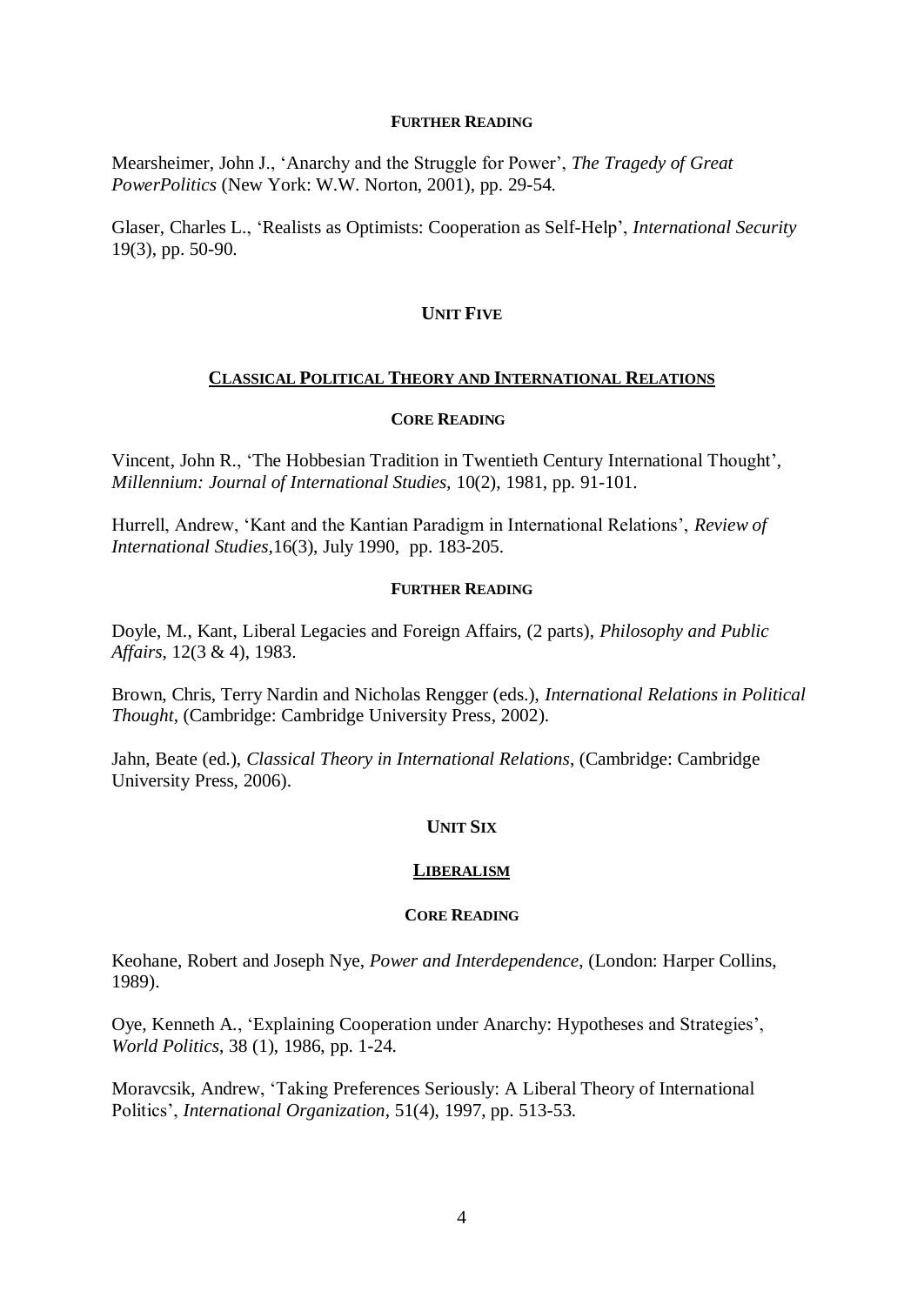#### FURTHER READING

Mearsheimer, John J., 'Anarchy and the Struggle for Power', *The Tragedy of Great PowerPolitics* (New York: W.W. Norton, 2001), pp. 29-54.

Glaser, Charles L., 'Realists as Optimists: Cooperation as Self-Help', *International Security* 19(3), pp. 50-90.

## UNIT FIVE

### CLASSICAL POLITICAL THEORY AND INTERNATIONAL RELATIONS

#### CORE READING

Vincent, John R., 'The Hobbesian Tradition in Twentieth Century International Thought', *Millennium: Journal of International Studies*, 10(2), 1981, pp. 91-101.

Hurrell, Andrew, 'Kant and the Kantian Paradigm in International Relations', *Review of International Studies*,16(3), July 1990, pp. 183-205.

#### FURTHER READING

Doyle, M., Kant, Liberal Legacies and Foreign Affairs, (2 parts), *Philosophy and Public Affairs*, 12(3 & 4), 1983.

Brown, Chris, Terry Nardin and Nicholas Rengger (eds.), *International Relations in Political Thought*, (Cambridge: Cambridge University Press, 2002).

Jahn, Beate (ed.), *Classical Theory in International Relations*, (Cambridge: Cambridge University Press, 2006).

## UNIT SIX

### LIBERALISM

#### CORE READING

Keohane, Robert and Joseph Nye, *Power and Interdependence*, (London: Harper Collins, 1989).

Oye, Kenneth A., 'Explaining Cooperation under Anarchy: Hypotheses and Strategies', *World Politics*, 38 (1), 1986, pp. 1-24.

Moravcsik, Andrew, 'Taking Preferences Seriously: A Liberal Theory of International Politics', *International Organization*, 51(4), 1997, pp. 513-53.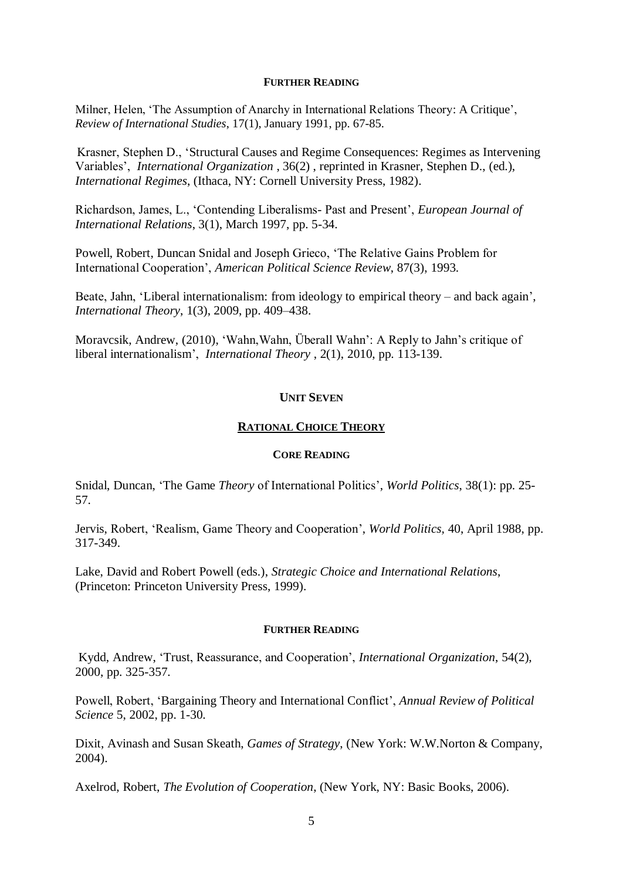#### Further Reading

Milner, Helen, 'The Assumption of Anarchy in International Relations Theory: A Critique', *Review of International Studies*, 17(1), January 1991, pp. 67-85.

Krasner, Stephen D., 'Structural Causes and Regime Consequences: Regimes as Intervening Variables', *International Organization* , 36(2) , reprinted in Krasner, Stephen D., (ed.), *International Regimes*, (Ithaca, NY: Cornell University Press, 1982).

Richardson, James, L., 'Contending Liberalisms- Past and Present', *European Journal of International Relations*, 3(1), March 1997, pp. 5-34.

Powell, Robert, Duncan Snidal and Joseph Grieco, 'The Relative Gains Problem for International Cooperation', *American Political Science Review*, 87(3), 1993.

Beate, Jahn, 'Liberal internationalism: from ideology to empirical theory – and back again', *International Theory*, 1(3), 2009, pp. 409–438.

Moravcsik, Andrew, (2010), 'Wahn,Wahn, Überall Wahn': A Reply to Jahn's critique of liberal internationalism', *International Theory* , 2(1), 2010, pp. 113-139.

## Unit Seven

## Rational Choice Theory

#### Core Reading

Snidal, Duncan, 'The Game *Theory* of International Politics', *World Politics*, 38(1): pp. 25-57.

Jervis, Robert, 'Realism, Game Theory and Cooperation', *World Politics*, 40, April 1988, pp. 317-349.

Lake, David and Robert Powell (eds.), *Strategic Choice and International Relations*, (Princeton: Princeton University Press, 1999).

#### Further Reading

Kydd, Andrew, 'Trust, Reassurance, and Cooperation', *International Organization*, 54(2), 2000, pp. 325-357.

Powell, Robert, 'Bargaining Theory and International Conflict', *Annual Review of Political Science* 5, 2002, pp. 1-30.

Dixit, Avinash and Susan Skeath, *Games of Strategy*, (New York: W.W.Norton & Company, 2004).

Axelrod, Robert, *The Evolution of Cooperation*, (New York, NY: Basic Books, 2006).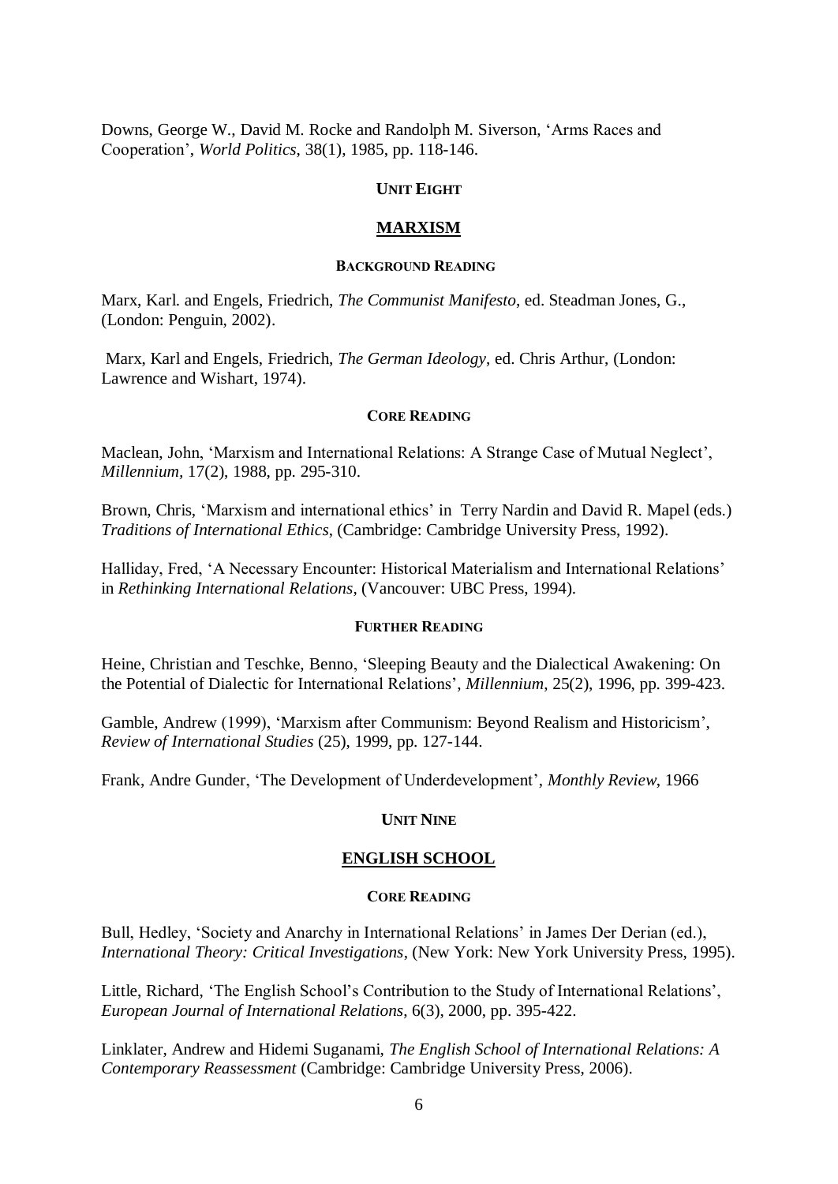Downs, George W., David M. Rocke and Randolph M. Siverson, 'Arms Races and Cooperation', *World Politics*, 38(1), 1985, pp. 118-146.

## UNIT EIGHT

## MARXISM

### BACKGROUND READING

Marx, Karl. and Engels, Friedrich, *The Communist Manifesto*, ed. Steadman Jones, G., (London: Penguin, 2002).

Marx, Karl and Engels, Friedrich, *The German Ideology*, ed. Chris Arthur, (London: Lawrence and Wishart, 1974).

### CORE READING

Maclean, John, 'Marxism and International Relations: A Strange Case of Mutual Neglect', *Millennium*, 17(2), 1988, pp. 295-310.

Brown, Chris, 'Marxism and international ethics' in Terry Nardin and David R. Mapel (eds.) *Traditions of International Ethics*, (Cambridge: Cambridge University Press, 1992).

Halliday, Fred, 'A Necessary Encounter: Historical Materialism and International Relations' in *Rethinking International Relations*, (Vancouver: UBC Press, 1994).

### FURTHER READING

Heine, Christian and Teschke, Benno, 'Sleeping Beauty and the Dialectical Awakening: On the Potential of Dialectic for International Relations', *Millennium*, 25(2), 1996, pp. 399-423.

Gamble, Andrew (1999), 'Marxism after Communism: Beyond Realism and Historicism', *Review of International Studies* (25), 1999, pp. 127-144.

Frank, Andre Gunder, 'The Development of Underdevelopment', *Monthly Review*, 1966

## UNIT NINE

## ENGLISH SCHOOL

### CORE READING

Bull, Hedley, 'Society and Anarchy in International Relations' in James Der Derian (ed.), *International Theory: Critical Investigations*, (New York: New York University Press, 1995).

Little, Richard, 'The English School's Contribution to the Study of International Relations', *European Journal of International Relations*, 6(3), 2000, pp. 395-422.

Linklater, Andrew and Hidemi Suganami, *The English School of International Relations: A Contemporary Reassessment* (Cambridge: Cambridge University Press, 2006).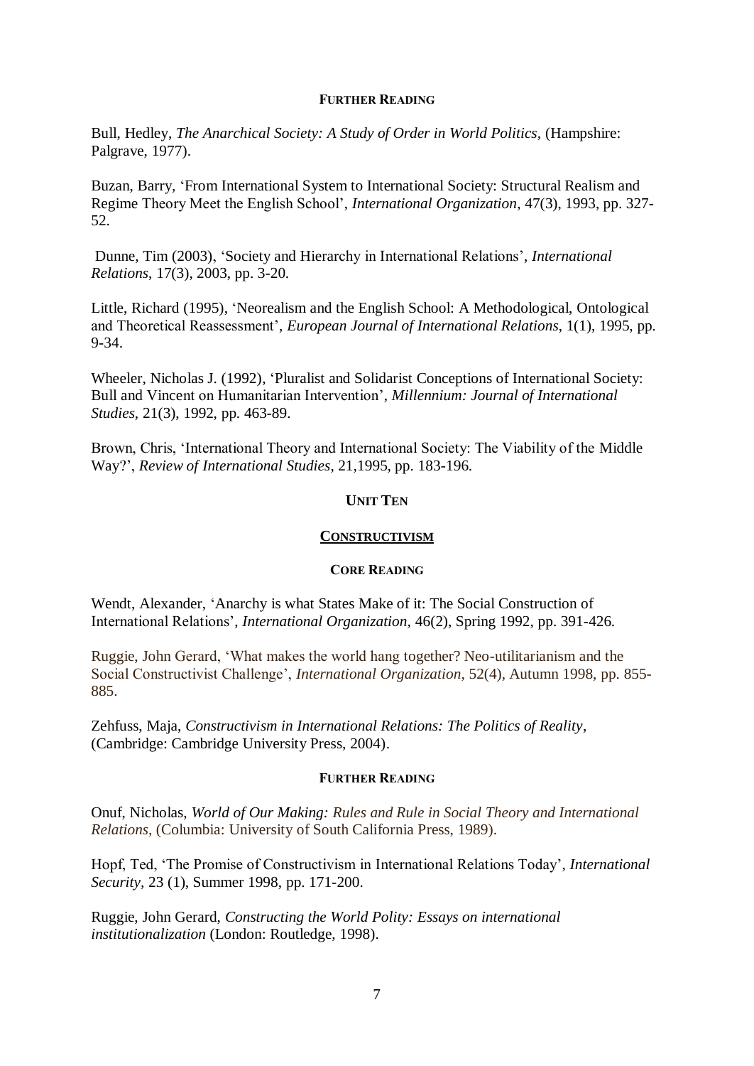#### FURTHER READING

Bull, Hedley, *The Anarchical Society: A Study of Order in World Politics*, (Hampshire: Palgrave, 1977).

Buzan, Barry, 'From International System to International Society: Structural Realism and Regime Theory Meet the English School', *International Organization*, 47(3), 1993, pp. 327-52.

Dunne, Tim (2003), 'Society and Hierarchy in International Relations', *International Relations*, 17(3), 2003, pp. 3-20.

Little, Richard (1995), 'Neorealism and the English School: A Methodological, Ontological and Theoretical Reassessment', *European Journal of International Relations*, 1(1), 1995, pp. 9-34.

Wheeler, Nicholas J. (1992), 'Pluralist and Solidarist Conceptions of International Society: Bull and Vincent on Humanitarian Intervention', *Millennium: Journal of International Studies*, 21(3), 1992, pp. 463-89.

Brown, Chris, 'International Theory and International Society: The Viability of the Middle Way?', *Review of International Studies*, 21,1995, pp. 183-196.

## UNIT TEN

## CONSTRUCTIVISM

#### CORE READING

Wendt, Alexander, 'Anarchy is what States Make of it: The Social Construction of International Relations', *International Organization*, 46(2), Spring 1992, pp. 391-426.

Ruggie, John Gerard, 'What makes the world hang together? Neo-utilitarianism and the Social Constructivist Challenge', *International Organization*, 52(4), Autumn 1998, pp. 855-885.

Zehfuss, Maja, *Constructivism in International Relations: The Politics of Reality*, (Cambridge: Cambridge University Press, 2004).

#### FURTHER READING

Onuf, Nicholas, *World of Our Making: Rules and Rule in Social Theory and International Relations*, (Columbia: University of South California Press, 1989).

Hopf, Ted, 'The Promise of Constructivism in International Relations Today', *International Security*, 23 (1), Summer 1998, pp. 171-200.

Ruggie, John Gerard, *Constructing the World Polity: Essays on international institutionalization* (London: Routledge, 1998).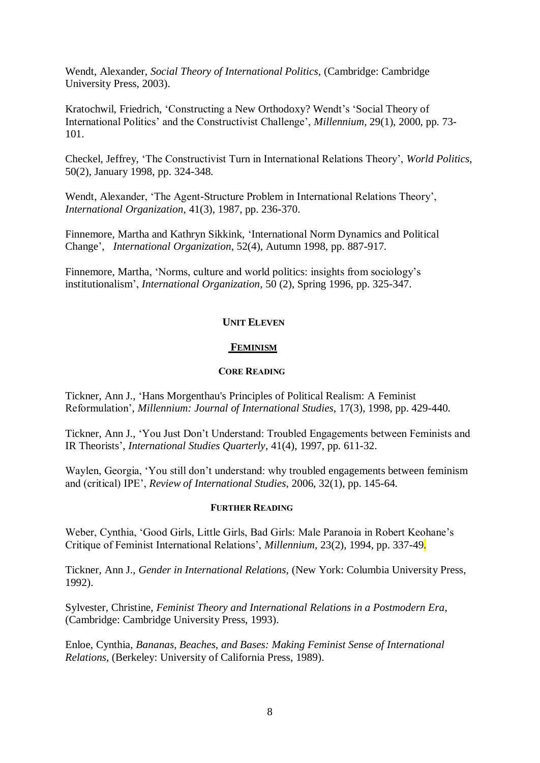Wendt, Alexander, *Social Theory of International Politics*, (Cambridge: Cambridge University Press, 2003).

Kratochwil, Friedrich, 'Constructing a New Orthodoxy? Wendt's 'Social Theory of International Politics' and the Constructivist Challenge', *Millennium*, 29(1), 2000, pp. 73-101.

Checkel, Jeffrey, 'The Constructivist Turn in International Relations Theory', *World Politics*, 50(2), January 1998, pp. 324-348.

Wendt, Alexander, 'The Agent-Structure Problem in International Relations Theory', *International Organization*, 41(3), 1987, pp. 236-370.

Finnemore, Martha and Kathryn Sikkink, 'International Norm Dynamics and Political Change', *International Organization*, 52(4), Autumn 1998, pp. 887-917.

Finnemore, Martha, 'Norms, culture and world politics: insights from sociology's institutionalism', *International Organization*, 50 (2), Spring 1996, pp. 325-347.

## UNIT ELEVEN

## FEMINISM

### CORE READING

Tickner, Ann J., 'Hans Morgenthau's Principles of Political Realism: A Feminist Reformulation', *Millennium: Journal of International Studies*, 17(3), 1998, pp. 429-440.

Tickner, Ann J., 'You Just Don't Understand: Troubled Engagements between Feminists and IR Theorists', *International Studies Quarterly*, 41(4), 1997, pp. 611-32.

Waylen, Georgia, 'You still don't understand: why troubled engagements between feminism and (critical) IPE', *Review of International Studies*, 2006, 32(1), pp. 145-64.

### FURTHER READING

Weber, Cynthia, 'Good Girls, Little Girls, Bad Girls: Male Paranoia in Robert Keohane's Critique of Feminist International Relations', *Millennium*, 23(2), 1994, pp. 337-49.

Tickner, Ann J., *Gender in International Relations*, (New York: Columbia University Press, 1992).

Sylvester, Christine, *Feminist Theory and International Relations in a Postmodern Era*, (Cambridge: Cambridge University Press, 1993).

Enloe, Cynthia, *Bananas, Beaches, and Bases: Making Feminist Sense of International Relations*, (Berkeley: University of California Press, 1989).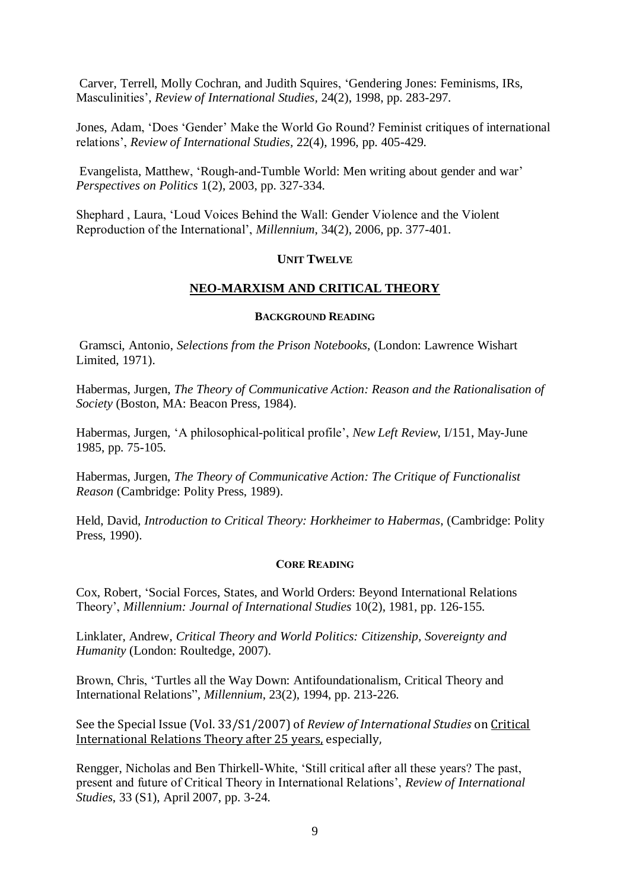Carver, Terrell, Molly Cochran, and Judith Squires, 'Gendering Jones: Feminisms, IRs, Masculinities', *Review of International Studies*, 24(2), 1998, pp. 283-297.

Jones, Adam, 'Does 'Gender' Make the World Go Round? Feminist critiques of international relations', *Review of International Studies*, 22(4), 1996, pp. 405-429.

Evangelista, Matthew, 'Rough-and-Tumble World: Men writing about gender and war' *Perspectives on Politics* 1(2), 2003, pp. 327-334.

Shephard , Laura, 'Loud Voices Behind the Wall: Gender Violence and the Violent Reproduction of the International', *Millennium*, 34(2), 2006, pp. 377-401.

## UNIT TWELVE

## NEO-MARXISM AND CRITICAL THEORY

### BACKGROUND READING

Gramsci, Antonio, *Selections from the Prison Notebooks*, (London: Lawrence Wishart Limited, 1971).

Habermas, Jurgen, *The Theory of Communicative Action: Reason and the Rationalisation of Society* (Boston, MA: Beacon Press, 1984).

Habermas, Jurgen, 'A philosophical-political profile', *New Left Review*, I/151, May-June 1985, pp. 75-105.

Habermas, Jurgen, *The Theory of Communicative Action: The Critique of Functionalist Reason* (Cambridge: Polity Press, 1989).

Held, David, *Introduction to Critical Theory: Horkheimer to Habermas*, (Cambridge: Polity Press, 1990).

### CORE READING

Cox, Robert, 'Social Forces, States, and World Orders: Beyond International Relations Theory', *Millennium: Journal of International Studies* 10(2), 1981, pp. 126-155.

Linklater, Andrew, *Critical Theory and World Politics: Citizenship, Sovereignty and Humanity* (London: Roultedge, 2007).

Brown, Chris, 'Turtles all the Way Down: Antifoundationalism, Critical Theory and International Relations", *Millennium*, 23(2), 1994, pp. 213-226.

See the Special Issue (Vol. 33/S1/2007) of *Review of International Studies* on Critical International Relations Theory after 25 years, especially,

Rengger, Nicholas and Ben Thirkell-White, 'Still critical after all these years? The past, present and future of Critical Theory in International Relations', *Review of International Studies*, 33 (S1), April 2007, pp. 3-24.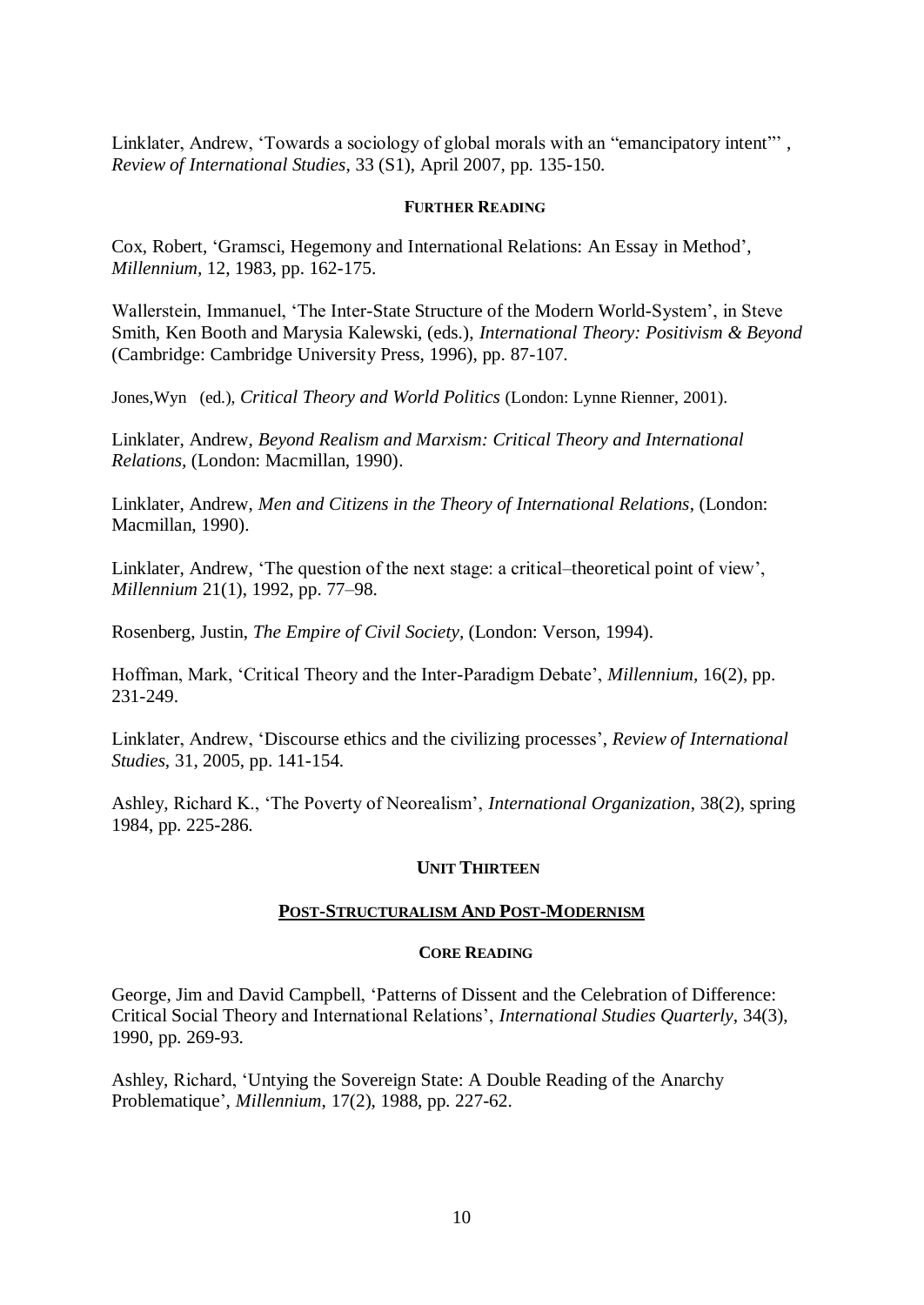Linklater, Andrew, 'Towards a sociology of global morals with an "emancipatory intent"' , *Review of International Studies*, 33 (S1), April 2007, pp. 135-150.

**FURTHER READING**

Cox, Robert, 'Gramsci, Hegemony and International Relations: An Essay in Method', *Millennium*, 12, 1983, pp. 162-175.

Wallerstein, Immanuel, 'The Inter-State Structure of the Modern World-System', in Steve Smith, Ken Booth and Marysia Kalewski, (eds.), *International Theory: Positivism & Beyond* (Cambridge: Cambridge University Press, 1996), pp. 87-107.

Jones,Wyn (ed.), *Critical Theory and World Politics* (London: Lynne Rienner, 2001).

Linklater, Andrew, *Beyond Realism and Marxism: Critical Theory and International Relations*, (London: Macmillan, 1990).

Linklater, Andrew, *Men and Citizens in the Theory of International Relations*, (London: Macmillan, 1990).

Linklater, Andrew, 'The question of the next stage: a critical–theoretical point of view', *Millennium* 21(1), 1992, pp. 77–98.

Rosenberg, Justin, *The Empire of Civil Society*, (London: Verson, 1994).

Hoffman, Mark, 'Critical Theory and the Inter-Paradigm Debate', *Millennium*, 16(2), pp. 231-249.

Linklater, Andrew, 'Discourse ethics and the civilizing processes', *Review of International Studies*, 31, 2005, pp. 141-154.

Ashley, Richard K., 'The Poverty of Neorealism', *International Organization*, 38(2), spring 1984, pp. 225-286.

## UNIT THIRTEEN

## POST-STRUCTURALISM AND POST-MODERNISM

**CORE READING**

George, Jim and David Campbell, 'Patterns of Dissent and the Celebration of Difference: Critical Social Theory and International Relations', *International Studies Quarterly*, 34(3), 1990, pp. 269-93.

Ashley, Richard, 'Untying the Sovereign State: A Double Reading of the Anarchy Problematique', *Millennium*, 17(2), 1988, pp. 227-62.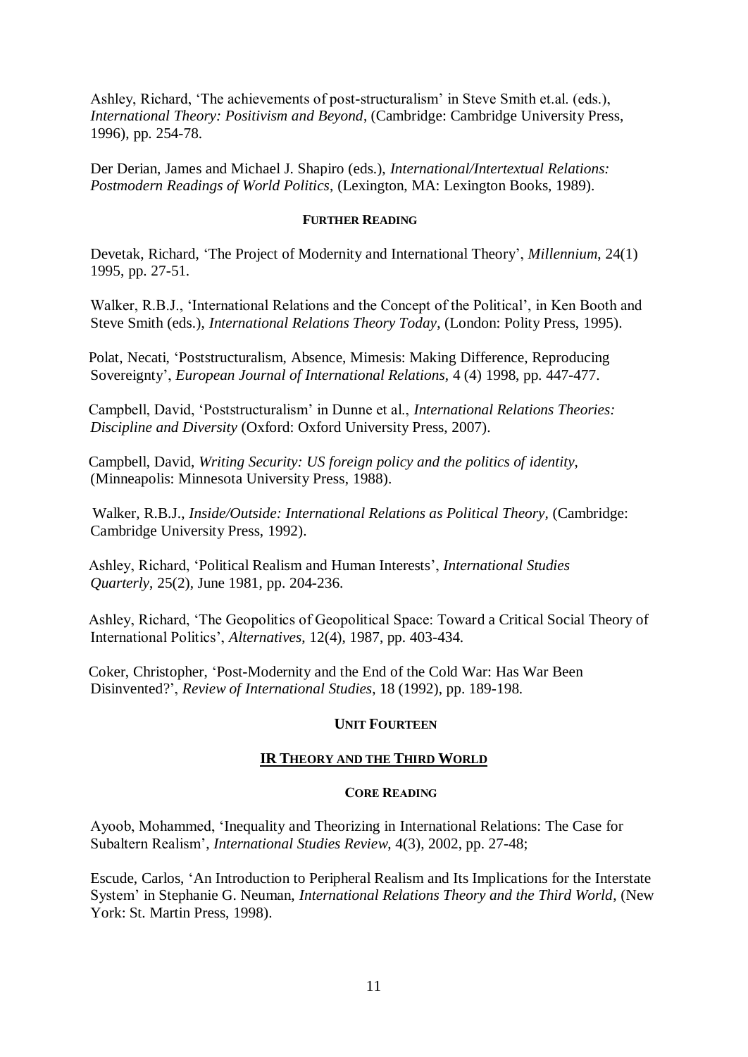Ashley, Richard, 'The achievements of post-structuralism' in Steve Smith et.al. (eds.), *International Theory: Positivism and Beyond*, (Cambridge: Cambridge University Press, 1996), pp. 254-78.

Der Derian, James and Michael J. Shapiro (eds.), *International/Intertextual Relations: Postmodern Readings of World Politics*, (Lexington, MA: Lexington Books, 1989).

#### FURTHER READING

Devetak, Richard, 'The Project of Modernity and International Theory', *Millennium*, 24(1) 1995, pp. 27-51.

Walker, R.B.J., 'International Relations and the Concept of the Political', in Ken Booth and Steve Smith (eds.), *International Relations Theory Today*, (London: Polity Press, 1995).

Polat, Necati, 'Poststructuralism, Absence, Mimesis: Making Difference, Reproducing Sovereignty', *European Journal of International Relations*, 4 (4) 1998, pp. 447-477.

Campbell, David, 'Poststructuralism' in Dunne et al., *International Relations Theories: Discipline and Diversity* (Oxford: Oxford University Press, 2007).

Campbell, David, *Writing Security: US foreign policy and the politics of identity*, (Minneapolis: Minnesota University Press, 1988).

Walker, R.B.J., *Inside/Outside: International Relations as Political Theory*, (Cambridge: Cambridge University Press, 1992).

Ashley, Richard, 'Political Realism and Human Interests', *International Studies Quarterly*, 25(2), June 1981, pp. 204-236.

Ashley, Richard, 'The Geopolitics of Geopolitical Space: Toward a Critical Social Theory of International Politics', *Alternatives*, 12(4), 1987, pp. 403-434.

Coker, Christopher, 'Post-Modernity and the End of the Cold War: Has War Been Disinvented?', *Review of International Studies*, 18 (1992), pp. 189-198.

## UNIT FOURTEEN

## IR THEORY AND THE THIRD WORLD

#### CORE READING

Ayoob, Mohammed, 'Inequality and Theorizing in International Relations: The Case for Subaltern Realism', *International Studies Review*, 4(3), 2002, pp. 27-48;

Escude, Carlos, 'An Introduction to Peripheral Realism and Its Implications for the Interstate System' in Stephanie G. Neuman, *International Relations Theory and the Third World*, (New York: St. Martin Press, 1998).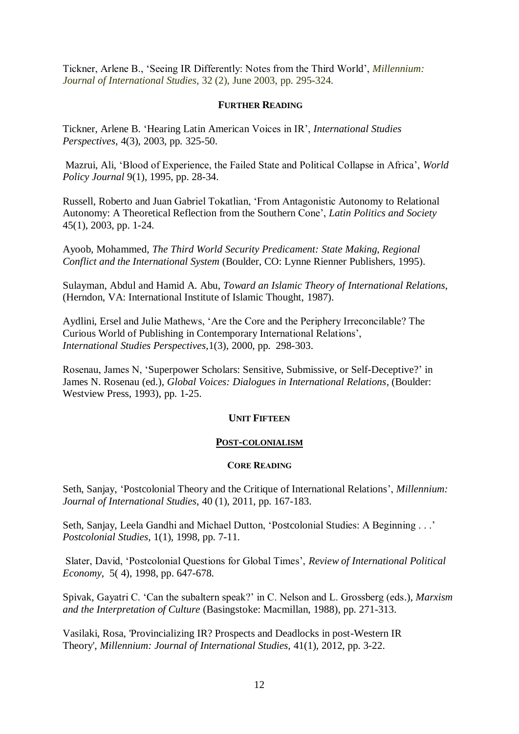Tickner, Arlene B., 'Seeing IR Differently: Notes from the Third World', *Millennium: Journal of International Studies*, 32 (2), June 2003, pp. 295-324.

#### FURTHER READING

Tickner, Arlene B. 'Hearing Latin American Voices in IR', *International Studies Perspectives*, 4(3), 2003, pp. 325-50.

Mazrui, Ali, 'Blood of Experience, the Failed State and Political Collapse in Africa', *World Policy Journal* 9(1), 1995, pp. 28-34.

Russell, Roberto and Juan Gabriel Tokatlian, 'From Antagonistic Autonomy to Relational Autonomy: A Theoretical Reflection from the Southern Cone', *Latin Politics and Society* 45(1), 2003, pp. 1-24.

Ayoob, Mohammed, *The Third World Security Predicament: State Making, Regional Conflict and the International System* (Boulder, CO: Lynne Rienner Publishers, 1995).

Sulayman, Abdul and Hamid A. Abu, *Toward an Islamic Theory of International Relations*, (Herndon, VA: International Institute of Islamic Thought, 1987).

Aydlini, Ersel and Julie Mathews, 'Are the Core and the Periphery Irreconcilable? The Curious World of Publishing in Contemporary International Relations', *International Studies Perspectives*,1(3), 2000, pp. 298-303.

Rosenau, James N, 'Superpower Scholars: Sensitive, Submissive, or Self-Deceptive?' in James N. Rosenau (ed.), *Global Voices: Dialogues in International Relations*, (Boulder: Westview Press, 1993), pp. 1-25.

## UNIT FIFTEEN

## POST-COLONIALISM

#### CORE READING

Seth, Sanjay, 'Postcolonial Theory and the Critique of International Relations', *Millennium: Journal of International Studies*, 40 (1), 2011, pp. 167-183.

Seth, Sanjay, Leela Gandhi and Michael Dutton, 'Postcolonial Studies: A Beginning . . .' *Postcolonial Studies*, 1(1), 1998, pp. 7-11.

Slater, David, 'Postcolonial Questions for Global Times', *Review of International Political Economy*, 5( 4), 1998, pp. 647-678.

Spivak, Gayatri C. 'Can the subaltern speak?' in C. Nelson and L. Grossberg (eds.), *Marxism and the Interpretation of Culture* (Basingstoke: Macmillan, 1988), pp. 271-313.

Vasilaki, Rosa, 'Provincializing IR? Prospects and Deadlocks in post-Western IR Theory', *Millennium: Journal of International Studies*, 41(1), 2012, pp. 3-22.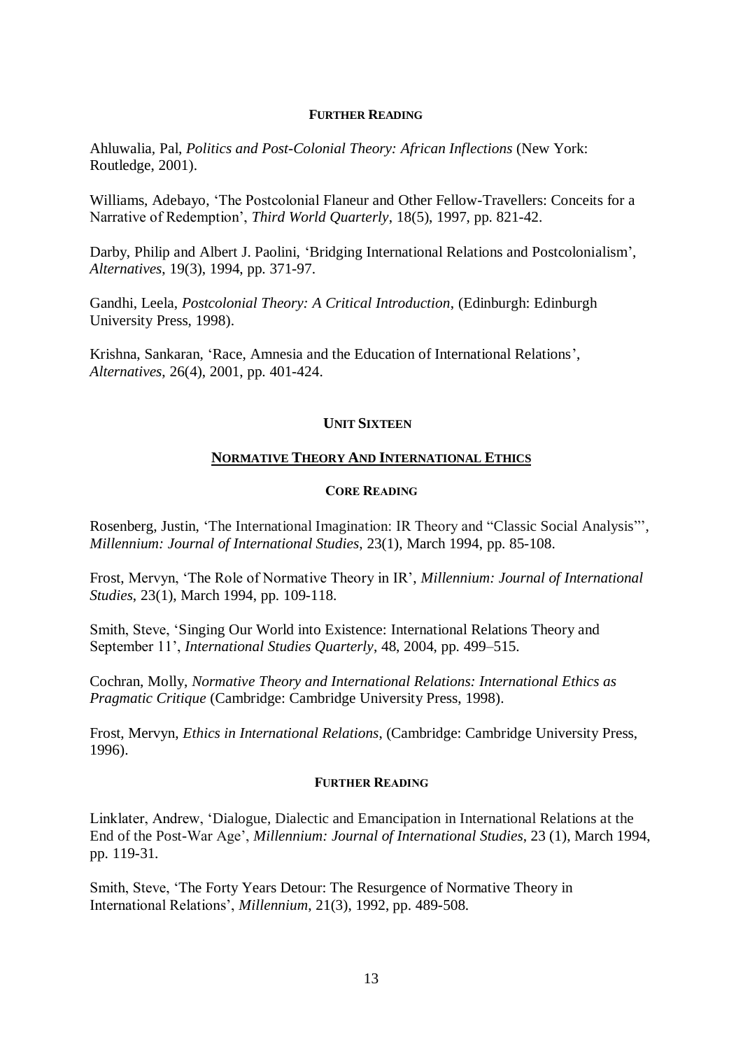#### FURTHER READING

Ahluwalia, Pal, *Politics and Post-Colonial Theory: African Inflections* (New York: Routledge, 2001).

Williams, Adebayo, 'The Postcolonial Flaneur and Other Fellow-Travellers: Conceits for a Narrative of Redemption', *Third World Quarterly*, 18(5), 1997, pp. 821-42.

Darby, Philip and Albert J. Paolini, 'Bridging International Relations and Postcolonialism', *Alternatives*, 19(3), 1994, pp. 371-97.

Gandhi, Leela, *Postcolonial Theory: A Critical Introduction*, (Edinburgh: Edinburgh University Press, 1998).

Krishna, Sankaran, 'Race, Amnesia and the Education of International Relations', *Alternatives*, 26(4), 2001, pp. 401-424.

## UNIT SIXTEEN

## NORMATIVE THEORY AND INTERNATIONAL ETHICS

#### CORE READING

Rosenberg, Justin, 'The International Imagination: IR Theory and "Classic Social Analysis"', *Millennium: Journal of International Studies*, 23(1), March 1994, pp. 85-108.

Frost, Mervyn, 'The Role of Normative Theory in IR', *Millennium: Journal of International Studies*, 23(1), March 1994, pp. 109-118.

Smith, Steve, 'Singing Our World into Existence: International Relations Theory and September 11', *International Studies Quarterly*, 48, 2004, pp. 499–515.

Cochran, Molly, *Normative Theory and International Relations: International Ethics as Pragmatic Critique* (Cambridge: Cambridge University Press, 1998).

Frost, Mervyn, *Ethics in International Relations*, (Cambridge: Cambridge University Press, 1996).

#### FURTHER READING

Linklater, Andrew, 'Dialogue, Dialectic and Emancipation in International Relations at the End of the Post-War Age', *Millennium: Journal of International Studies*, 23 (1), March 1994, pp. 119-31.

Smith, Steve, 'The Forty Years Detour: The Resurgence of Normative Theory in International Relations', *Millennium*, 21(3), 1992, pp. 489-508.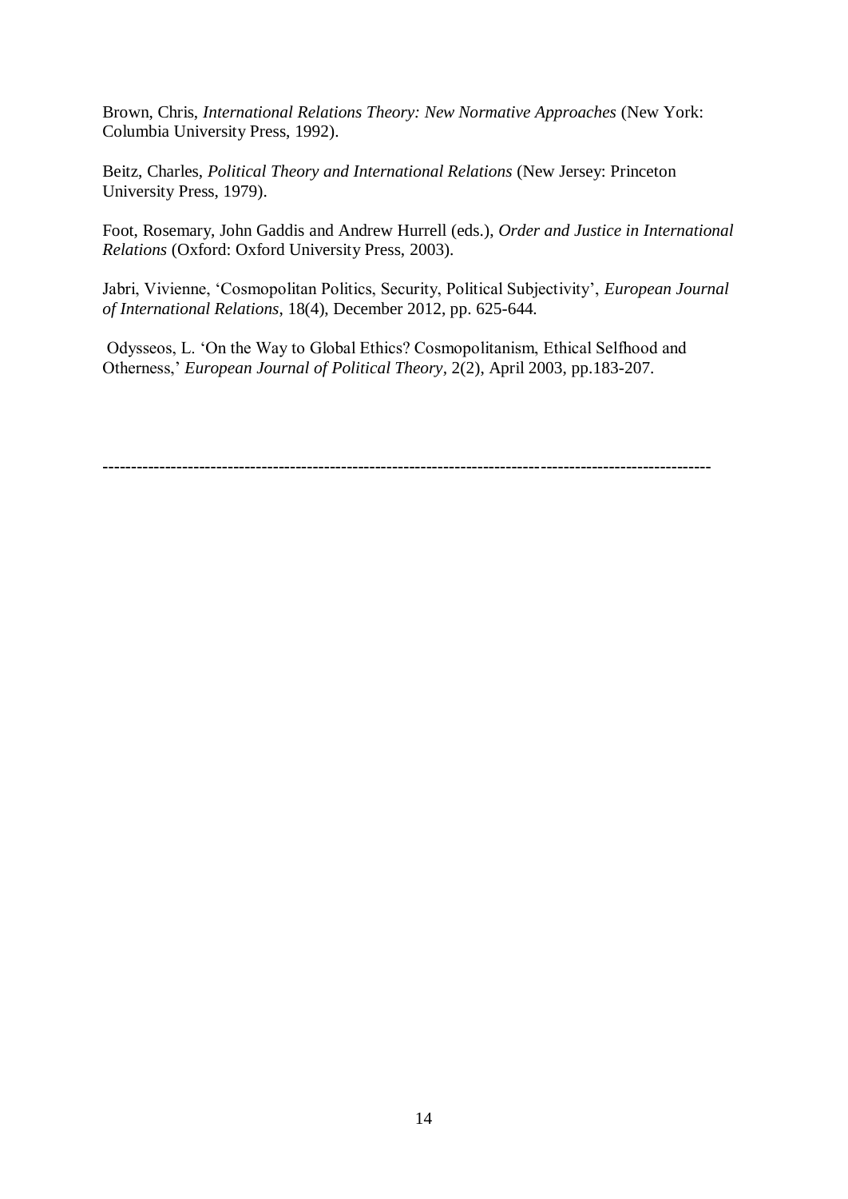Brown, Chris, *International Relations Theory: New Normative Approaches* (New York: Columbia University Press, 1992).

Beitz, Charles, *Political Theory and International Relations* (New Jersey: Princeton University Press, 1979).

Foot, Rosemary, John Gaddis and Andrew Hurrell (eds.), *Order and Justice in International Relations* (Oxford: Oxford University Press, 2003).

Jabri, Vivienne, 'Cosmopolitan Politics, Security, Political Subjectivity', *European Journal of International Relations*, 18(4), December 2012, pp. 625-644.

Odysseos, L. 'On the Way to Global Ethics? Cosmopolitanism, Ethical Selfhood and Otherness,' *European Journal of Political Theory*, 2(2), April 2003, pp.183-207.

---